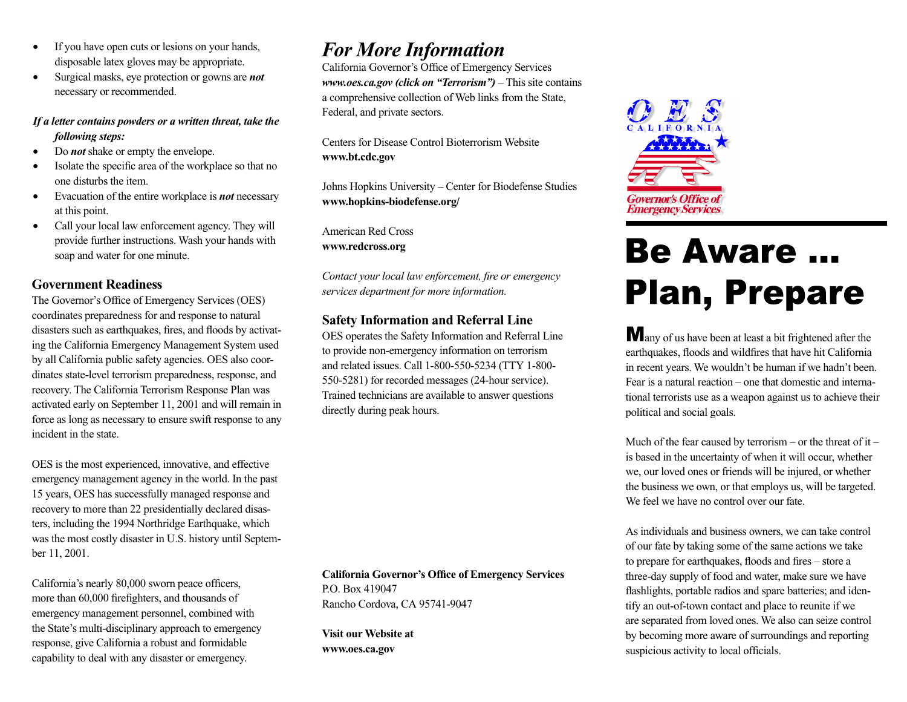- If you have open cuts or lesions on your hands, disposable latex gloves may be appropriate.
- Surgical masks, eye protection or gowns are ***not*** necessary or recommended.

***If a letter contains powders or a written threat, take the following steps:***

- Do ***not*** shake or empty the envelope.
- Isolate the specific area of the workplace so that no one disturbs the item.
- Evacuation of the entire workplace is ***not*** necessary at this point.
- Call your local law enforcement agency. They will provide further instructions. Wash your hands with soap and water for one minute.

## Government Readiness

The Governor's Office of Emergency Services (OES) coordinates preparedness for and response to natural disasters such as earthquakes, fires, and floods by activating the California Emergency Management System used by all California public safety agencies. OES also coordinates state-level terrorism preparedness, response, and recovery. The California Terrorism Response Plan was activated early on September 11, 2001 and will remain in force as long as necessary to ensure swift response to any incident in the state.

OES is the most experienced, innovative, and effective emergency management agency in the world. In the past 15 years, OES has successfully managed response and recovery to more than 22 presidentially declared disasters, including the 1994 Northridge Earthquake, which was the most costly disaster in U.S. history until September 11, 2001.

California's nearly 80,000 sworn peace officers, more than 60,000 firefighters, and thousands of emergency management personnel, combined with the State's multi-disciplinary approach to emergency response, give California a robust and formidable capability to deal with any disaster or emergency.

# *For More Information*

California Governor's Office of Emergency Services
***www.oes.ca.gov (click on "Terrorism")*** – This site contains a comprehensive collection of Web links from the State, Federal, and private sectors.

Centers for Disease Control Bioterrorism Website
**www.bt.cdc.gov**

Johns Hopkins University – Center for Biodefense Studies
**www.hopkins-biodefense.org/**

American Red Cross
**www.redcross.org**

*Contact your local law enforcement, fire or emergency services department for more information.*

## Safety Information and Referral Line

OES operates the Safety Information and Referral Line to provide non-emergency information on terrorism and related issues. Call 1-800-550-5234 (TTY 1-800-550-5281) for recorded messages (24-hour service). Trained technicians are available to answer questions directly during peak hours.

**California Governor's Office of Emergency Services**
P.O. Box 419047
Rancho Cordova, CA 95741-9047

**Visit our Website at**
**www.oes.ca.gov**

OES CALIFORNIA

Governor's Office of Emergency Services

# Be Aware … Plan, Prepare

Many of us have been at least a bit frightened after the earthquakes, floods and wildfires that have hit California in recent years. We wouldn't be human if we hadn't been. Fear is a natural reaction – one that domestic and international terrorists use as a weapon against us to achieve their political and social goals.

Much of the fear caused by terrorism – or the threat of it – is based in the uncertainty of when it will occur, whether we, our loved ones or friends will be injured, or whether the business we own, or that employs us, will be targeted. We feel we have no control over our fate.

As individuals and business owners, we can take control of our fate by taking some of the same actions we take to prepare for earthquakes, floods and fires – store a three-day supply of food and water, make sure we have flashlights, portable radios and spare batteries; and identify an out-of-town contact and place to reunite if we are separated from loved ones. We also can seize control by becoming more aware of surroundings and reporting suspicious activity to local officials.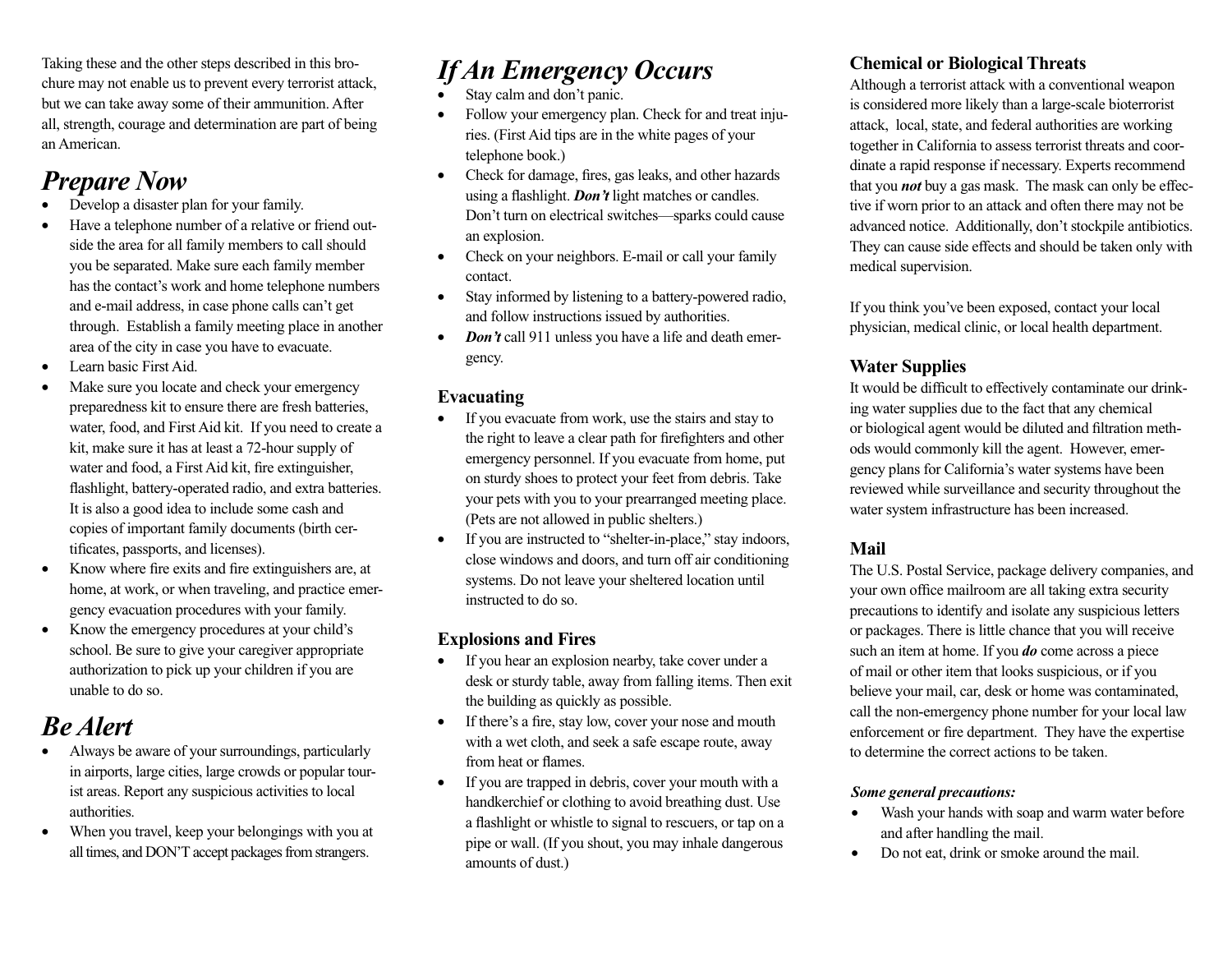Taking these and the other steps described in this brochure may not enable us to prevent every terrorist attack, but we can take away some of their ammunition. After all, strength, courage and determination are part of being an American.

## Prepare Now

- Develop a disaster plan for your family.
- Have a telephone number of a relative or friend outside the area for all family members to call should you be separated. Make sure each family member has the contact's work and home telephone numbers and e-mail address, in case phone calls can't get through. Establish a family meeting place in another area of the city in case you have to evacuate.
- Learn basic First Aid.
- Make sure you locate and check your emergency preparedness kit to ensure there are fresh batteries, water, food, and First Aid kit. If you need to create a kit, make sure it has at least a 72-hour supply of water and food, a First Aid kit, fire extinguisher, flashlight, battery-operated radio, and extra batteries. It is also a good idea to include some cash and copies of important family documents (birth certificates, passports, and licenses).
- Know where fire exits and fire extinguishers are, at home, at work, or when traveling, and practice emergency evacuation procedures with your family.
- Know the emergency procedures at your child's school. Be sure to give your caregiver appropriate authorization to pick up your children if you are unable to do so.

## Be Alert

- Always be aware of your surroundings, particularly in airports, large cities, large crowds or popular tourist areas. Report any suspicious activities to local authorities.
- When you travel, keep your belongings with you at all times, and DON'T accept packages from strangers.

## If An Emergency Occurs

- Stay calm and don't panic.
- Follow your emergency plan. Check for and treat injuries. (First Aid tips are in the white pages of your telephone book.)
- Check for damage, fires, gas leaks, and other hazards using a flashlight. ***Don't*** light matches or candles. Don't turn on electrical switches—sparks could cause an explosion.
- Check on your neighbors. E-mail or call your family contact.
- Stay informed by listening to a battery-powered radio, and follow instructions issued by authorities.
- ***Don't*** call 911 unless you have a life and death emergency.

### Evacuating

- If you evacuate from work, use the stairs and stay to the right to leave a clear path for firefighters and other emergency personnel. If you evacuate from home, put on sturdy shoes to protect your feet from debris. Take your pets with you to your prearranged meeting place. (Pets are not allowed in public shelters.)
- If you are instructed to "shelter-in-place," stay indoors, close windows and doors, and turn off air conditioning systems. Do not leave your sheltered location until instructed to do so.

### Explosions and Fires

- If you hear an explosion nearby, take cover under a desk or sturdy table, away from falling items. Then exit the building as quickly as possible.
- If there's a fire, stay low, cover your nose and mouth with a wet cloth, and seek a safe escape route, away from heat or flames.
- If you are trapped in debris, cover your mouth with a handkerchief or clothing to avoid breathing dust. Use a flashlight or whistle to signal to rescuers, or tap on a pipe or wall. (If you shout, you may inhale dangerous amounts of dust.)

### Chemical or Biological Threats

Although a terrorist attack with a conventional weapon is considered more likely than a large-scale bioterrorist attack, local, state, and federal authorities are working together in California to assess terrorist threats and coordinate a rapid response if necessary. Experts recommend that you ***not*** buy a gas mask. The mask can only be effective if worn prior to an attack and often there may not be advanced notice. Additionally, don't stockpile antibiotics. They can cause side effects and should be taken only with medical supervision.

If you think you've been exposed, contact your local physician, medical clinic, or local health department.

### Water Supplies

It would be difficult to effectively contaminate our drinking water supplies due to the fact that any chemical or biological agent would be diluted and filtration methods would commonly kill the agent. However, emergency plans for California's water systems have been reviewed while surveillance and security throughout the water system infrastructure has been increased.

### Mail

The U.S. Postal Service, package delivery companies, and your own office mailroom are all taking extra security precautions to identify and isolate any suspicious letters or packages. There is little chance that you will receive such an item at home. If you ***do*** come across a piece of mail or other item that looks suspicious, or if you believe your mail, car, desk or home was contaminated, call the non-emergency phone number for your local law enforcement or fire department. They have the expertise to determine the correct actions to be taken.

***Some general precautions:***

- Wash your hands with soap and warm water before and after handling the mail.
- Do not eat, drink or smoke around the mail.